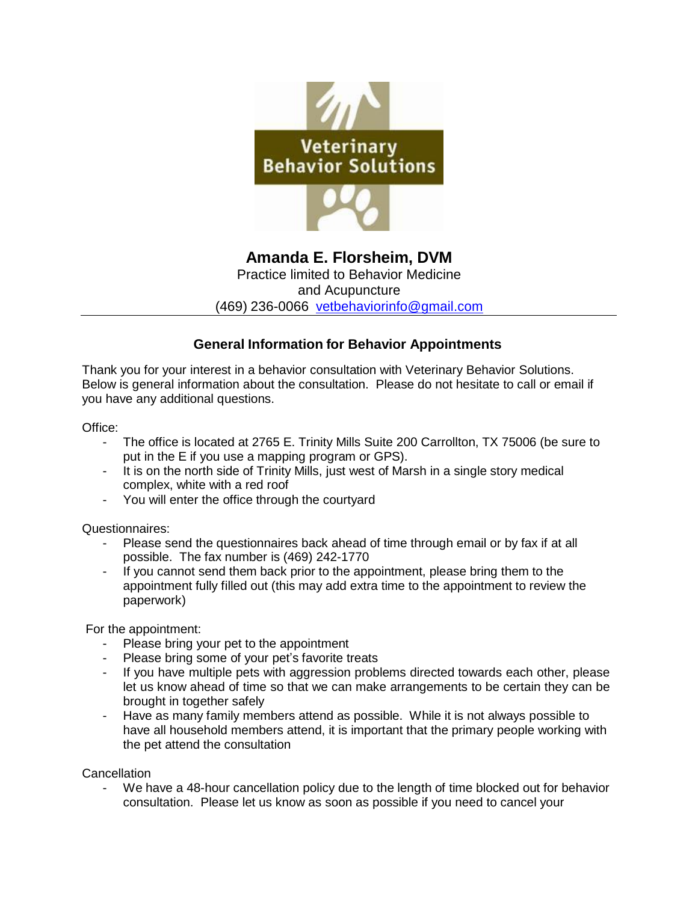Veterinary Behavior Solutions

# Amanda E. Florsheim, DVM

Practice limited to Behavior Medicine
and Acupuncture
(469) 236-0066 vetbehaviorinfo@gmail.com

---

## General Information for Behavior Appointments

Thank you for your interest in a behavior consultation with Veterinary Behavior Solutions. Below is general information about the consultation. Please do not hesitate to call or email if you have any additional questions.

Office:

- The office is located at 2765 E. Trinity Mills Suite 200 Carrollton, TX 75006 (be sure to put in the E if you use a mapping program or GPS).
- It is on the north side of Trinity Mills, just west of Marsh in a single story medical complex, white with a red roof
- You will enter the office through the courtyard

Questionnaires:

- Please send the questionnaires back ahead of time through email or by fax if at all possible. The fax number is (469) 242-1770
- If you cannot send them back prior to the appointment, please bring them to the appointment fully filled out (this may add extra time to the appointment to review the paperwork)

For the appointment:

- Please bring your pet to the appointment
- Please bring some of your pet's favorite treats
- If you have multiple pets with aggression problems directed towards each other, please let us know ahead of time so that we can make arrangements to be certain they can be brought in together safely
- Have as many family members attend as possible. While it is not always possible to have all household members attend, it is important that the primary people working with the pet attend the consultation

Cancellation

- We have a 48-hour cancellation policy due to the length of time blocked out for behavior consultation. Please let us know as soon as possible if you need to cancel your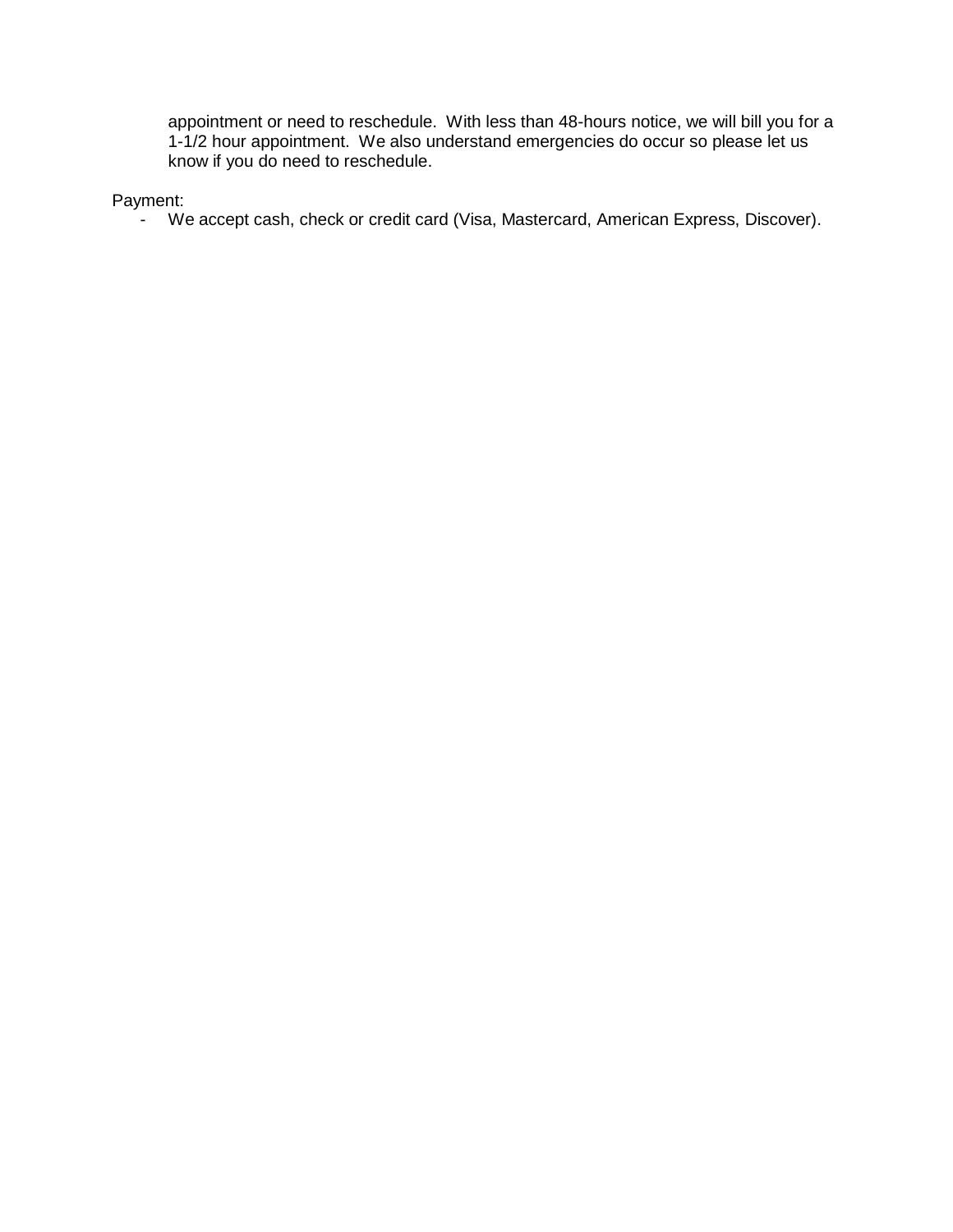appointment or need to reschedule. With less than 48-hours notice, we will bill you for a 1-1/2 hour appointment. We also understand emergencies do occur so please let us know if you do need to reschedule.

Payment:

- We accept cash, check or credit card (Visa, Mastercard, American Express, Discover).